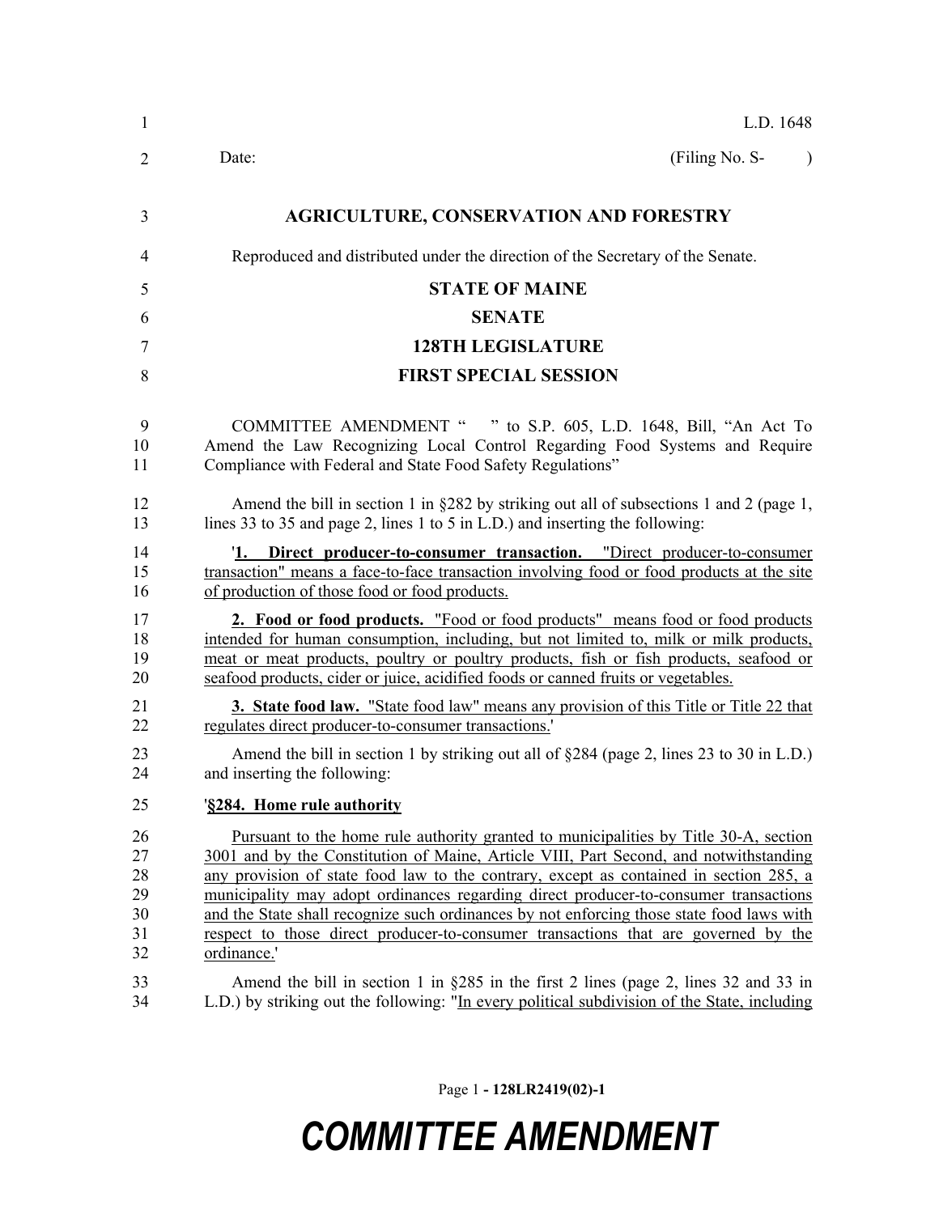L.D. 1648

Date: (Filing No. S- )

## AGRICULTURE, CONSERVATION AND FORESTRY

Reproduced and distributed under the direction of the Secretary of the Senate.

## STATE OF MAINE

## SENATE

## 128TH LEGISLATURE

## FIRST SPECIAL SESSION

COMMITTEE AMENDMENT " " to S.P. 605, L.D. 1648, Bill, "An Act To Amend the Law Recognizing Local Control Regarding Food Systems and Require Compliance with Federal and State Food Safety Regulations"

Amend the bill in section 1 in §282 by striking out all of subsections 1 and 2 (page 1, lines 33 to 35 and page 2, lines 1 to 5 in L.D.) and inserting the following:

'**1. Direct producer-to-consumer transaction.** "Direct producer-to-consumer transaction" means a face-to-face transaction involving food or food products at the site of production of those food or food products.

**2. Food or food products.** "Food or food products" means food or food products intended for human consumption, including, but not limited to, milk or milk products, meat or meat products, poultry or poultry products, fish or fish products, seafood or seafood products, cider or juice, acidified foods or canned fruits or vegetables.

**3. State food law.** "State food law" means any provision of this Title or Title 22 that regulates direct producer-to-consumer transactions.'

Amend the bill in section 1 by striking out all of §284 (page 2, lines 23 to 30 in L.D.) and inserting the following:

'**§284. Home rule authority**

Pursuant to the home rule authority granted to municipalities by Title 30-A, section 3001 and by the Constitution of Maine, Article VIII, Part Second, and notwithstanding any provision of state food law to the contrary, except as contained in section 285, a municipality may adopt ordinances regarding direct producer-to-consumer transactions and the State shall recognize such ordinances by not enforcing those state food laws with respect to those direct producer-to-consumer transactions that are governed by the ordinance.'

Amend the bill in section 1 in §285 in the first 2 lines (page 2, lines 32 and 33 in L.D.) by striking out the following: "In every political subdivision of the State, including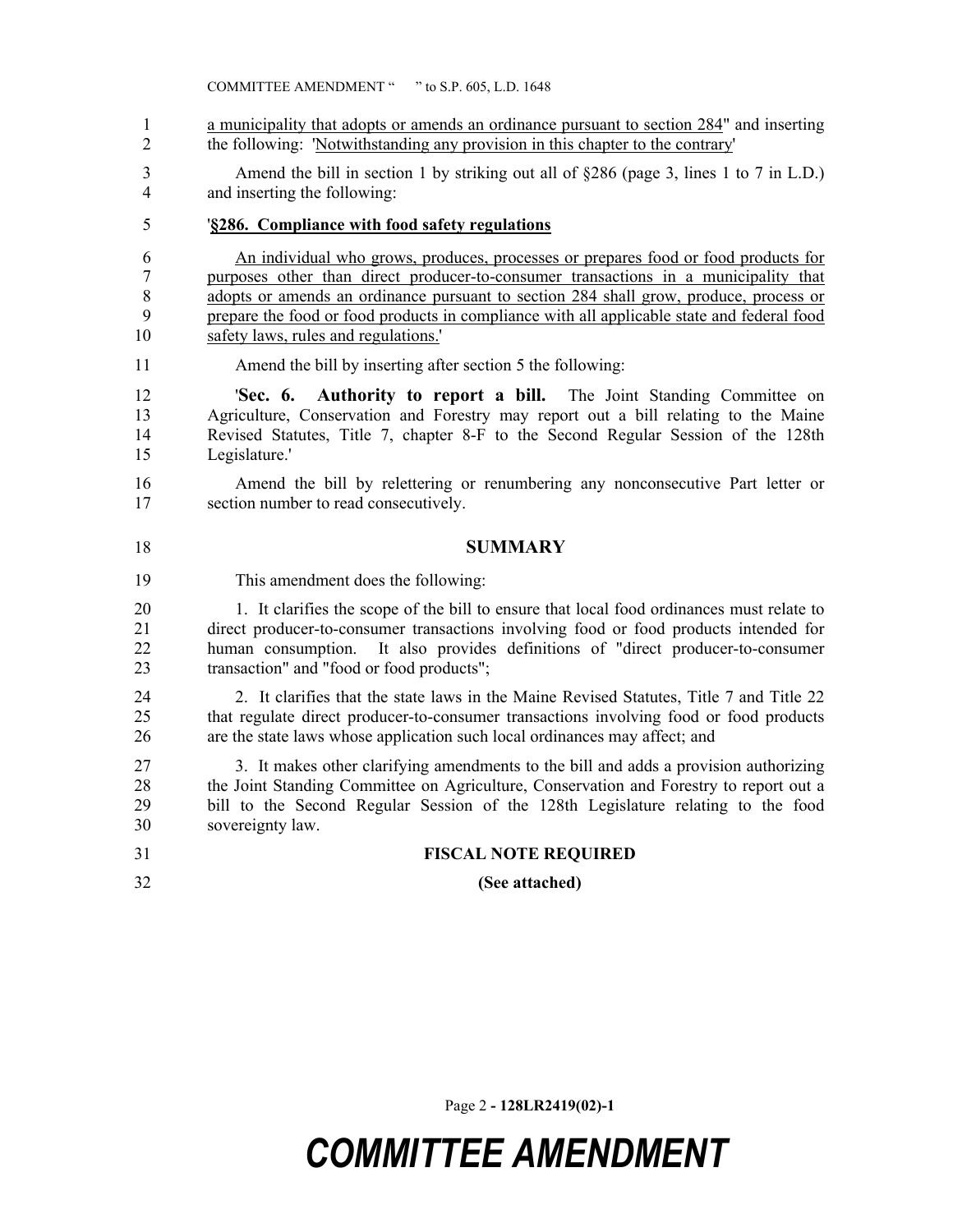a municipality that adopts or amends an ordinance pursuant to section 284" and inserting the following: 'Notwithstanding any provision in this chapter to the contrary'

Amend the bill in section 1 by striking out all of §286 (page 3, lines 1 to 7 in L.D.) and inserting the following:

'**§286. Compliance with food safety regulations**

An individual who grows, produces, processes or prepares food or food products for purposes other than direct producer-to-consumer transactions in a municipality that adopts or amends an ordinance pursuant to section 284 shall grow, produce, process or prepare the food or food products in compliance with all applicable state and federal food safety laws, rules and regulations.'

Amend the bill by inserting after section 5 the following:

'**Sec. 6. Authority to report a bill.** The Joint Standing Committee on Agriculture, Conservation and Forestry may report out a bill relating to the Maine Revised Statutes, Title 7, chapter 8-F to the Second Regular Session of the 128th Legislature.'

Amend the bill by relettering or renumbering any nonconsecutive Part letter or section number to read consecutively.

## SUMMARY

This amendment does the following:

1. It clarifies the scope of the bill to ensure that local food ordinances must relate to direct producer-to-consumer transactions involving food or food products intended for human consumption. It also provides definitions of "direct producer-to-consumer transaction" and "food or food products";

2. It clarifies that the state laws in the Maine Revised Statutes, Title 7 and Title 22 that regulate direct producer-to-consumer transactions involving food or food products are the state laws whose application such local ordinances may affect; and

3. It makes other clarifying amendments to the bill and adds a provision authorizing the Joint Standing Committee on Agriculture, Conservation and Forestry to report out a bill to the Second Regular Session of the 128th Legislature relating to the food sovereignty law.

**FISCAL NOTE REQUIRED**

**(See attached)**